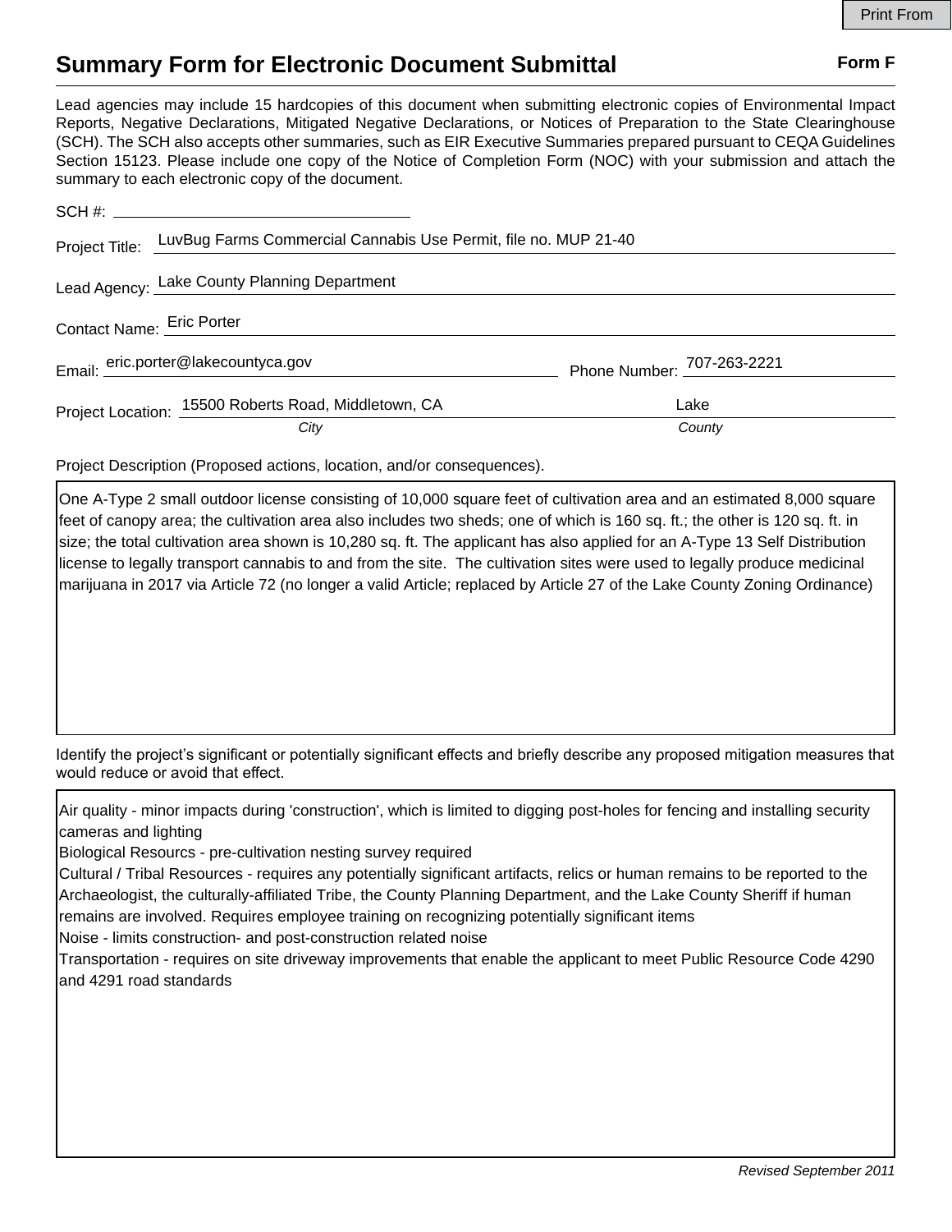# Summary Form for Electronic Document Submittal

**Form F**

Lead agencies may include 15 hardcopies of this document when submitting electronic copies of Environmental Impact Reports, Negative Declarations, Mitigated Negative Declarations, or Notices of Preparation to the State Clearinghouse (SCH). The SCH also accepts other summaries, such as EIR Executive Summaries prepared pursuant to CEQA Guidelines Section 15123. Please include one copy of the Notice of Completion Form (NOC) with your submission and attach the summary to each electronic copy of the document.

SCH #: 

Project Title: LuvBug Farms Commercial Cannabis Use Permit, file no. MUP 21-40

Lead Agency: Lake County Planning Department

Contact Name: Eric Porter

Email: eric.porter@lakecountyca.gov Phone Number: 707-263-2221

Project Location: 15500 Roberts Road, Middletown, CA (City) Lake (County)

Project Description (Proposed actions, location, and/or consequences).

One A-Type 2 small outdoor license consisting of 10,000 square feet of cultivation area and an estimated 8,000 square feet of canopy area; the cultivation area also includes two sheds; one of which is 160 sq. ft.; the other is 120 sq. ft. in size; the total cultivation area shown is 10,280 sq. ft. The applicant has also applied for an A-Type 13 Self Distribution license to legally transport cannabis to and from the site. The cultivation sites were used to legally produce medicinal marijuana in 2017 via Article 72 (no longer a valid Article; replaced by Article 27 of the Lake County Zoning Ordinance)

Identify the project's significant or potentially significant effects and briefly describe any proposed mitigation measures that would reduce or avoid that effect.

Air quality - minor impacts during 'construction', which is limited to digging post-holes for fencing and installing security cameras and lighting
Biological Resourcs - pre-cultivation nesting survey required
Cultural / Tribal Resources - requires any potentially significant artifacts, relics or human remains to be reported to the Archaeologist, the culturally-affiliated Tribe, the County Planning Department, and the Lake County Sheriff if human remains are involved. Requires employee training on recognizing potentially significant items
Noise - limits construction- and post-construction related noise
Transportation - requires on site driveway improvements that enable the applicant to meet Public Resource Code 4290 and 4291 road standards

*Revised September 2011*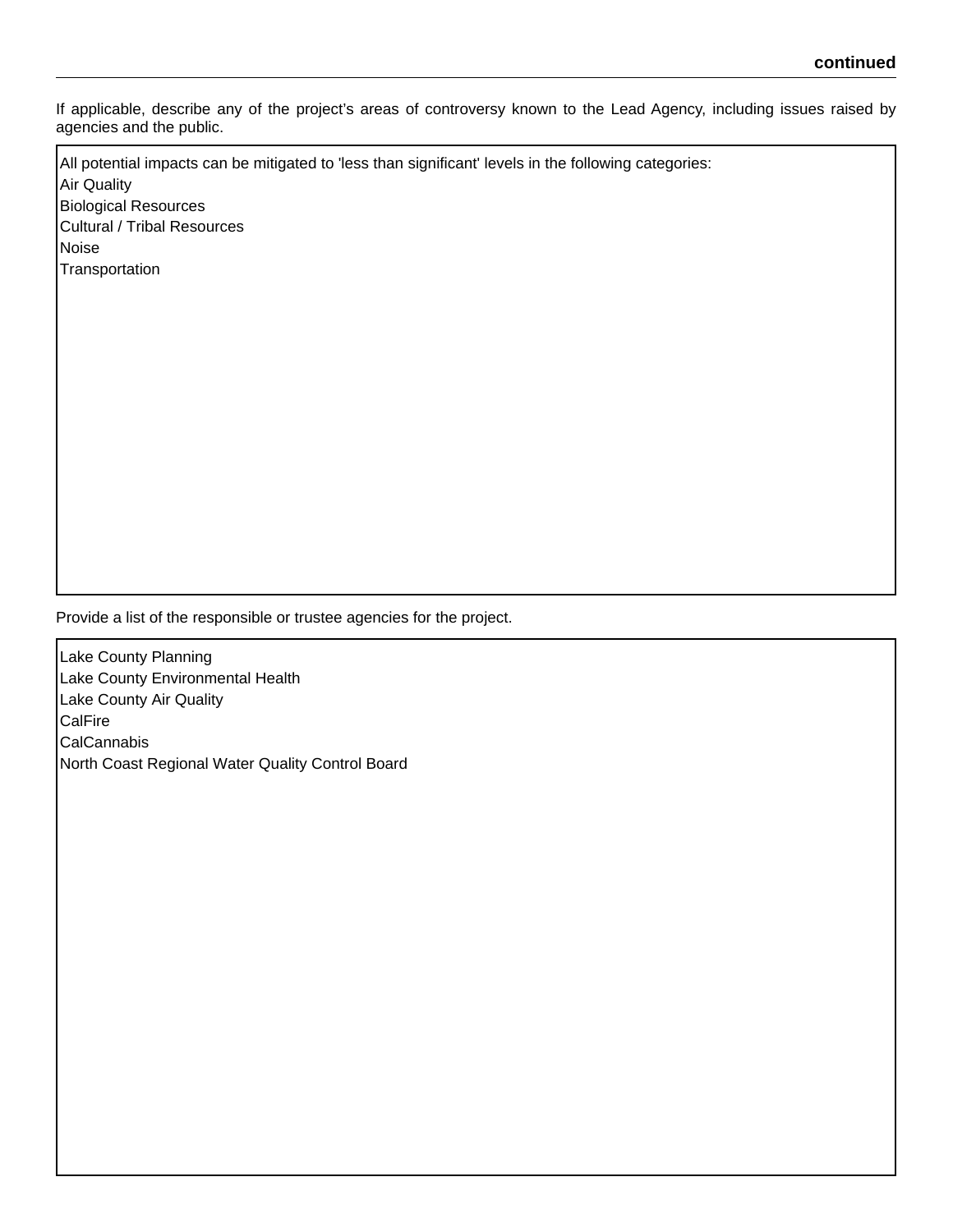**continued**

If applicable, describe any of the project's areas of controversy known to the Lead Agency, including issues raised by agencies and the public.

All potential impacts can be mitigated to 'less than significant' levels in the following categories:
Air Quality
Biological Resources
Cultural / Tribal Resources
Noise
Transportation

Provide a list of the responsible or trustee agencies for the project.

Lake County Planning
Lake County Environmental Health
Lake County Air Quality
CalFire
CalCannabis
North Coast Regional Water Quality Control Board